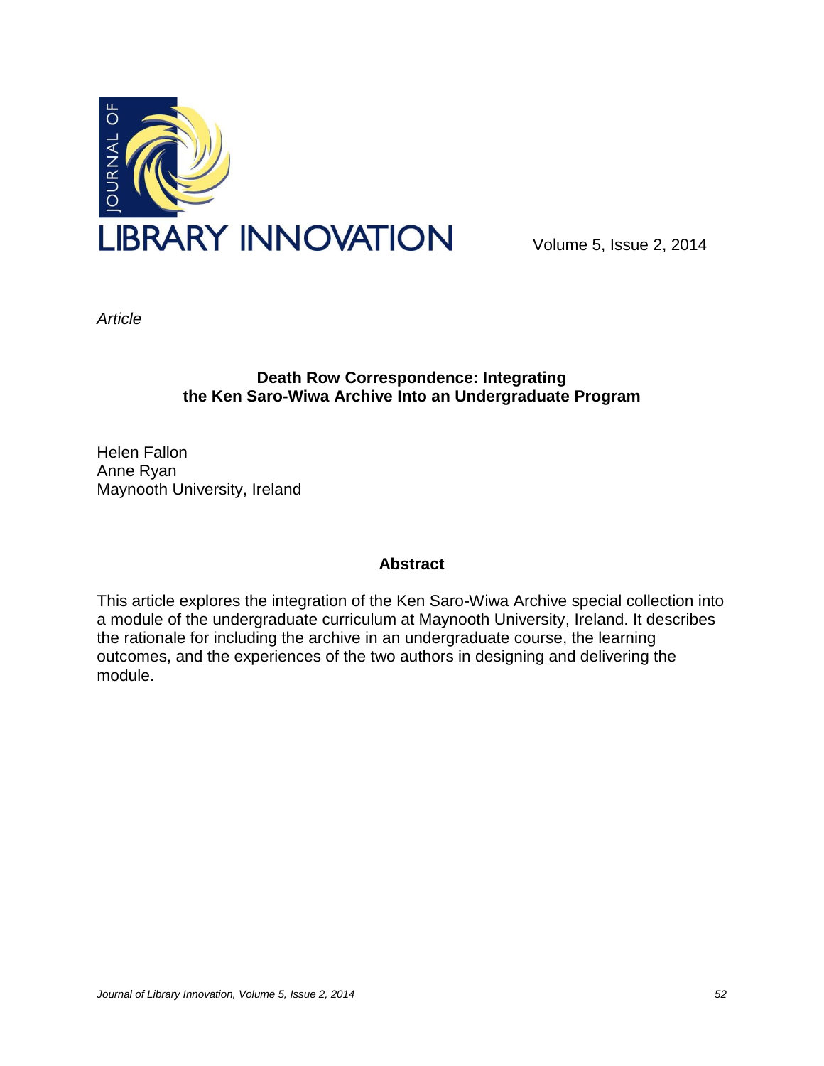JOURNAL OF LIBRARY INNOVATION

Volume 5, Issue 2, 2014

*Article*

# Death Row Correspondence: Integrating the Ken Saro-Wiwa Archive Into an Undergraduate Program

Helen Fallon
Anne Ryan
Maynooth University, Ireland

## Abstract

This article explores the integration of the Ken Saro-Wiwa Archive special collection into a module of the undergraduate curriculum at Maynooth University, Ireland. It describes the rationale for including the archive in an undergraduate course, the learning outcomes, and the experiences of the two authors in designing and delivering the module.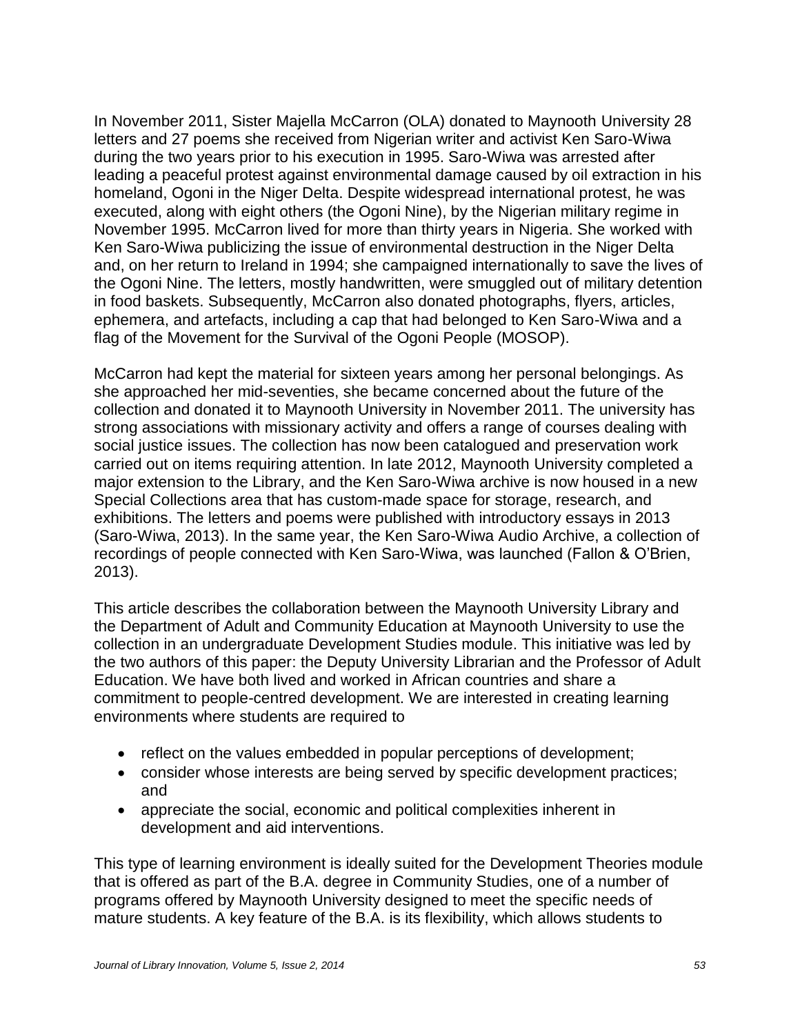In November 2011, Sister Majella McCarron (OLA) donated to Maynooth University 28 letters and 27 poems she received from Nigerian writer and activist Ken Saro-Wiwa during the two years prior to his execution in 1995. Saro-Wiwa was arrested after leading a peaceful protest against environmental damage caused by oil extraction in his homeland, Ogoni in the Niger Delta. Despite widespread international protest, he was executed, along with eight others (the Ogoni Nine), by the Nigerian military regime in November 1995. McCarron lived for more than thirty years in Nigeria. She worked with Ken Saro-Wiwa publicizing the issue of environmental destruction in the Niger Delta and, on her return to Ireland in 1994; she campaigned internationally to save the lives of the Ogoni Nine. The letters, mostly handwritten, were smuggled out of military detention in food baskets. Subsequently, McCarron also donated photographs, flyers, articles, ephemera, and artefacts, including a cap that had belonged to Ken Saro-Wiwa and a flag of the Movement for the Survival of the Ogoni People (MOSOP).

McCarron had kept the material for sixteen years among her personal belongings. As she approached her mid-seventies, she became concerned about the future of the collection and donated it to Maynooth University in November 2011. The university has strong associations with missionary activity and offers a range of courses dealing with social justice issues. The collection has now been catalogued and preservation work carried out on items requiring attention. In late 2012, Maynooth University completed a major extension to the Library, and the Ken Saro-Wiwa archive is now housed in a new Special Collections area that has custom-made space for storage, research, and exhibitions. The letters and poems were published with introductory essays in 2013 (Saro-Wiwa, 2013). In the same year, the Ken Saro-Wiwa Audio Archive, a collection of recordings of people connected with Ken Saro-Wiwa, was launched (Fallon & O'Brien, 2013).

This article describes the collaboration between the Maynooth University Library and the Department of Adult and Community Education at Maynooth University to use the collection in an undergraduate Development Studies module. This initiative was led by the two authors of this paper: the Deputy University Librarian and the Professor of Adult Education. We have both lived and worked in African countries and share a commitment to people-centred development. We are interested in creating learning environments where students are required to

- reflect on the values embedded in popular perceptions of development;
- consider whose interests are being served by specific development practices; and
- appreciate the social, economic and political complexities inherent in development and aid interventions.

This type of learning environment is ideally suited for the Development Theories module that is offered as part of the B.A. degree in Community Studies, one of a number of programs offered by Maynooth University designed to meet the specific needs of mature students. A key feature of the B.A. is its flexibility, which allows students to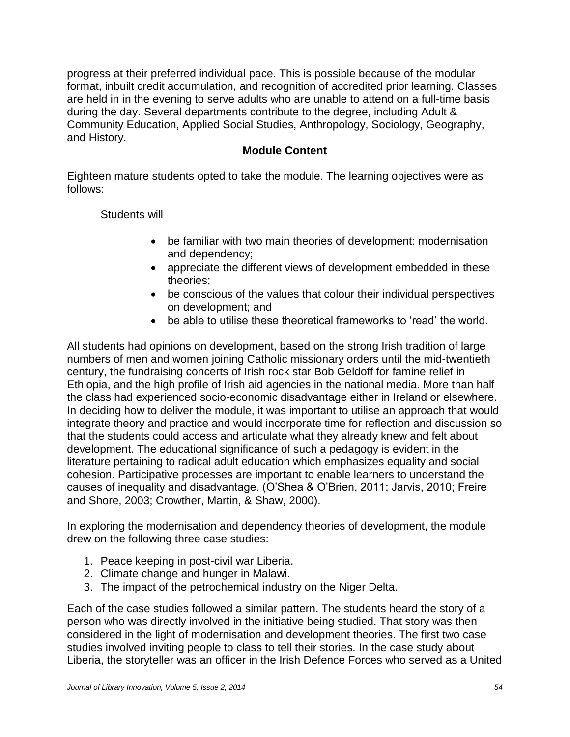progress at their preferred individual pace. This is possible because of the modular format, inbuilt credit accumulation, and recognition of accredited prior learning. Classes are held in in the evening to serve adults who are unable to attend on a full-time basis during the day. Several departments contribute to the degree, including Adult & Community Education, Applied Social Studies, Anthropology, Sociology, Geography, and History.

## Module Content

Eighteen mature students opted to take the module. The learning objectives were as follows:

Students will

- be familiar with two main theories of development: modernisation and dependency;
- appreciate the different views of development embedded in these theories;
- be conscious of the values that colour their individual perspectives on development; and
- be able to utilise these theoretical frameworks to 'read' the world.

All students had opinions on development, based on the strong Irish tradition of large numbers of men and women joining Catholic missionary orders until the mid-twentieth century, the fundraising concerts of Irish rock star Bob Geldoff for famine relief in Ethiopia, and the high profile of Irish aid agencies in the national media. More than half the class had experienced socio-economic disadvantage either in Ireland or elsewhere. In deciding how to deliver the module, it was important to utilise an approach that would integrate theory and practice and would incorporate time for reflection and discussion so that the students could access and articulate what they already knew and felt about development. The educational significance of such a pedagogy is evident in the literature pertaining to radical adult education which emphasizes equality and social cohesion. Participative processes are important to enable learners to understand the causes of inequality and disadvantage. (O'Shea & O'Brien, 2011; Jarvis, 2010; Freire and Shore, 2003; Crowther, Martin, & Shaw, 2000).

In exploring the modernisation and dependency theories of development, the module drew on the following three case studies:

1. Peace keeping in post-civil war Liberia.
2. Climate change and hunger in Malawi.
3. The impact of the petrochemical industry on the Niger Delta.

Each of the case studies followed a similar pattern. The students heard the story of a person who was directly involved in the initiative being studied. That story was then considered in the light of modernisation and development theories. The first two case studies involved inviting people to class to tell their stories. In the case study about Liberia, the storyteller was an officer in the Irish Defence Forces who served as a United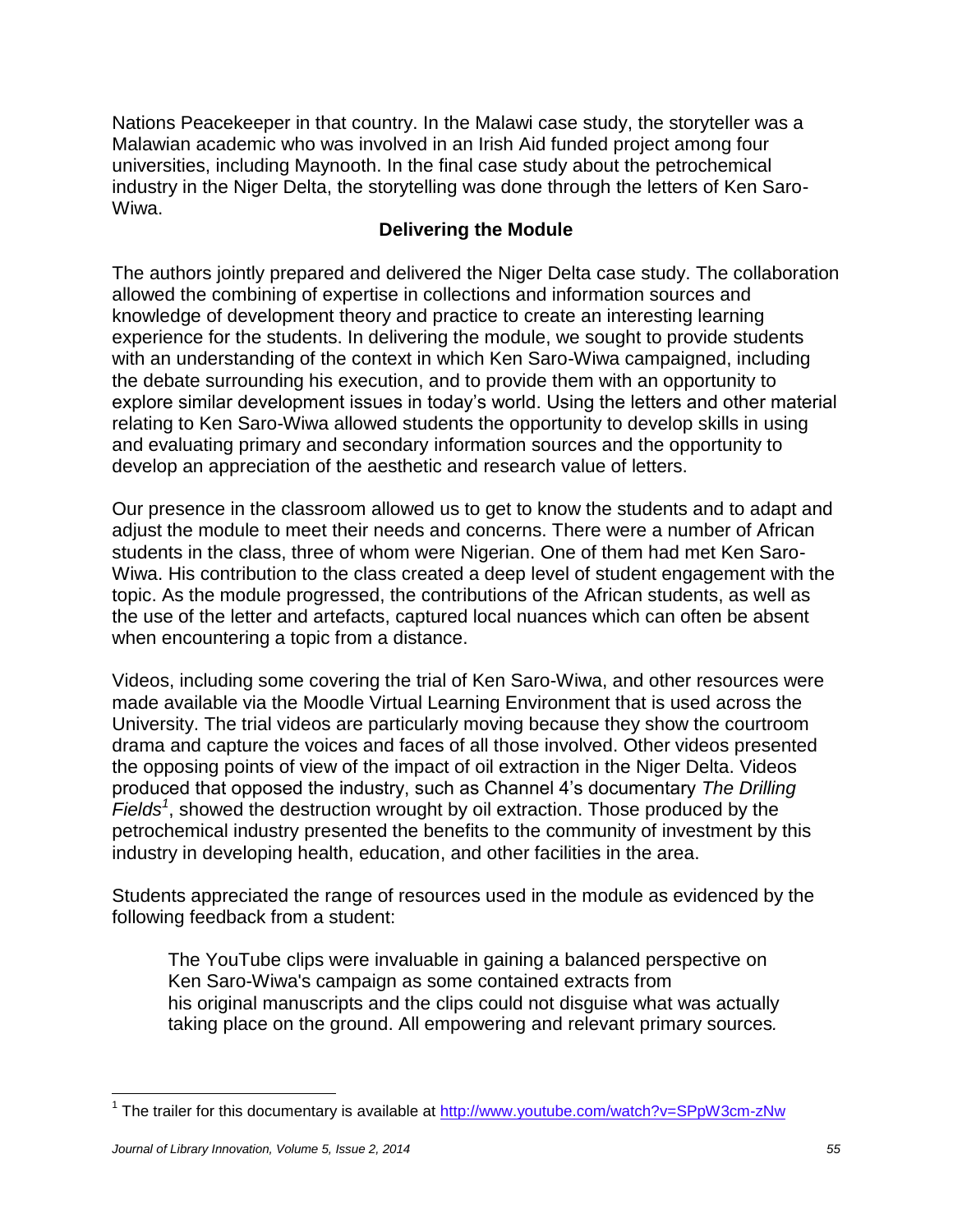Nations Peacekeeper in that country. In the Malawi case study, the storyteller was a Malawian academic who was involved in an Irish Aid funded project among four universities, including Maynooth. In the final case study about the petrochemical industry in the Niger Delta, the storytelling was done through the letters of Ken Saro-Wiwa.

## Delivering the Module

The authors jointly prepared and delivered the Niger Delta case study. The collaboration allowed the combining of expertise in collections and information sources and knowledge of development theory and practice to create an interesting learning experience for the students. In delivering the module, we sought to provide students with an understanding of the context in which Ken Saro-Wiwa campaigned, including the debate surrounding his execution, and to provide them with an opportunity to explore similar development issues in today's world. Using the letters and other material relating to Ken Saro-Wiwa allowed students the opportunity to develop skills in using and evaluating primary and secondary information sources and the opportunity to develop an appreciation of the aesthetic and research value of letters.

Our presence in the classroom allowed us to get to know the students and to adapt and adjust the module to meet their needs and concerns. There were a number of African students in the class, three of whom were Nigerian. One of them had met Ken Saro-Wiwa. His contribution to the class created a deep level of student engagement with the topic. As the module progressed, the contributions of the African students, as well as the use of the letter and artefacts, captured local nuances which can often be absent when encountering a topic from a distance.

Videos, including some covering the trial of Ken Saro-Wiwa, and other resources were made available via the Moodle Virtual Learning Environment that is used across the University. The trial videos are particularly moving because they show the courtroom drama and capture the voices and faces of all those involved. Other videos presented the opposing points of view of the impact of oil extraction in the Niger Delta. Videos produced that opposed the industry, such as Channel 4's documentary *The Drilling Fields*[1], showed the destruction wrought by oil extraction. Those produced by the petrochemical industry presented the benefits to the community of investment by this industry in developing health, education, and other facilities in the area.

Students appreciated the range of resources used in the module as evidenced by the following feedback from a student:

> The YouTube clips were invaluable in gaining a balanced perspective on Ken Saro-Wiwa's campaign as some contained extracts from his original manuscripts and the clips could not disguise what was actually taking place on the ground. All empowering and relevant primary sources.

[1] The trailer for this documentary is available at http://www.youtube.com/watch?v=SPpW3cm-zNw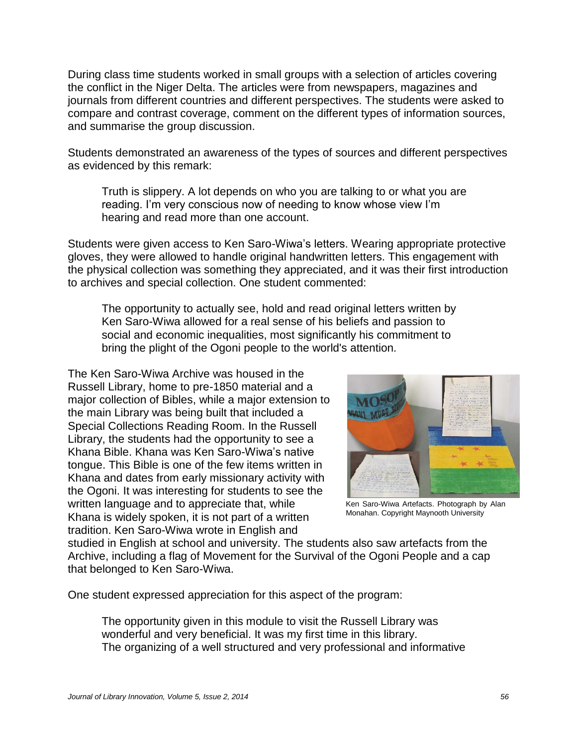During class time students worked in small groups with a selection of articles covering the conflict in the Niger Delta. The articles were from newspapers, magazines and journals from different countries and different perspectives. The students were asked to compare and contrast coverage, comment on the different types of information sources, and summarise the group discussion.

Students demonstrated an awareness of the types of sources and different perspectives as evidenced by this remark:

> Truth is slippery. A lot depends on who you are talking to or what you are reading. I'm very conscious now of needing to know whose view I'm hearing and read more than one account.

Students were given access to Ken Saro-Wiwa's letters. Wearing appropriate protective gloves, they were allowed to handle original handwritten letters. This engagement with the physical collection was something they appreciated, and it was their first introduction to archives and special collection. One student commented:

> The opportunity to actually see, hold and read original letters written by Ken Saro-Wiwa allowed for a real sense of his beliefs and passion to social and economic inequalities, most significantly his commitment to bring the plight of the Ogoni people to the world's attention.

The Ken Saro-Wiwa Archive was housed in the Russell Library, home to pre-1850 material and a major collection of Bibles, while a major extension to the main Library was being built that included a Special Collections Reading Room. In the Russell Library, the students had the opportunity to see a Khana Bible. Khana was Ken Saro-Wiwa's native tongue. This Bible is one of the few items written in Khana and dates from early missionary activity with the Ogoni. It was interesting for students to see the written language and to appreciate that, while Khana is widely spoken, it is not part of a written tradition. Ken Saro-Wiwa wrote in English and studied in English at school and university. The students also saw artefacts from the Archive, including a flag of Movement for the Survival of the Ogoni People and a cap that belonged to Ken Saro-Wiwa.

Ken Saro-Wiwa Artefacts. Photograph by Alan Monahan. Copyright Maynooth University

One student expressed appreciation for this aspect of the program:

> The opportunity given in this module to visit the Russell Library was wonderful and very beneficial. It was my first time in this library. The organizing of a well structured and very professional and informative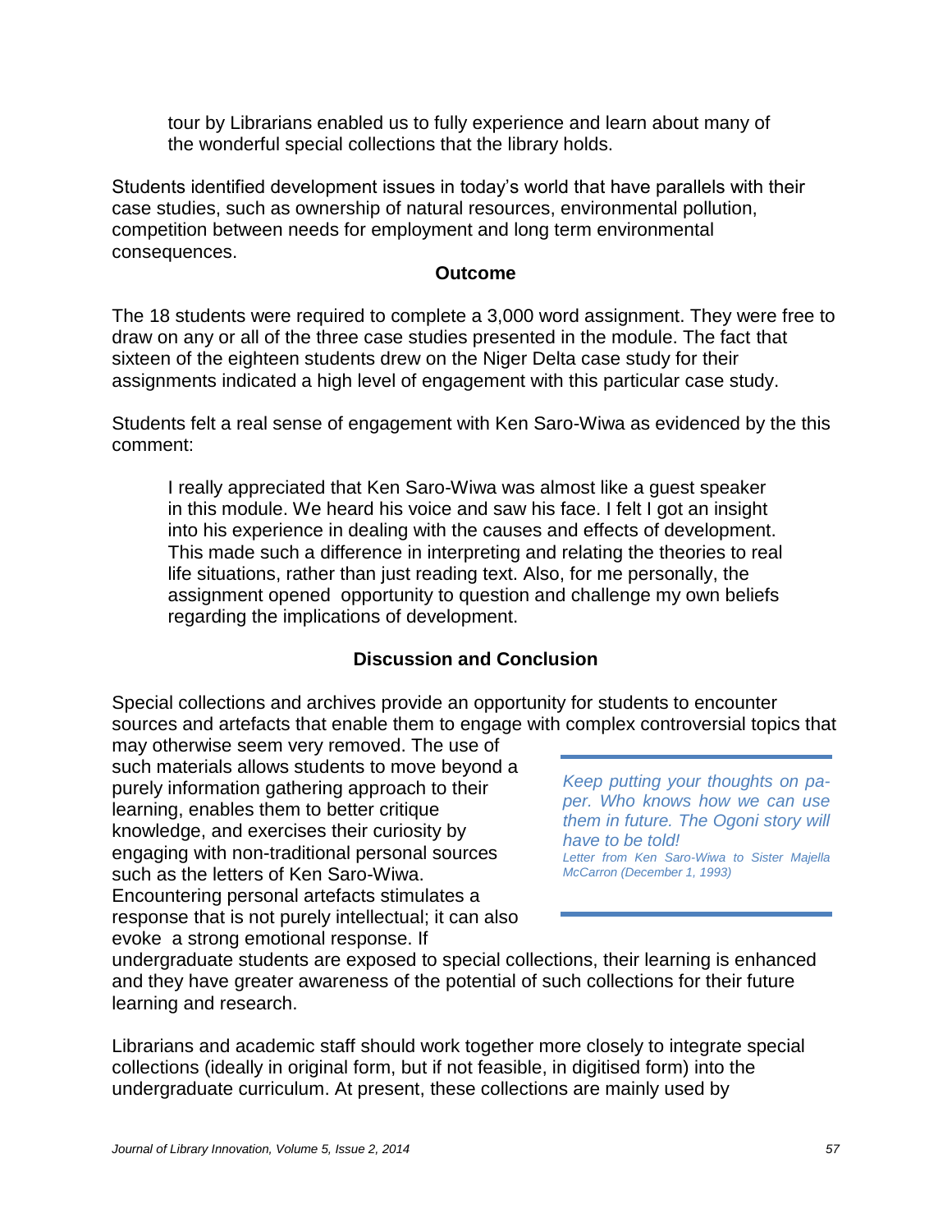> tour by Librarians enabled us to fully experience and learn about many of the wonderful special collections that the library holds.

Students identified development issues in today's world that have parallels with their case studies, such as ownership of natural resources, environmental pollution, competition between needs for employment and long term environmental consequences.

## Outcome

The 18 students were required to complete a 3,000 word assignment. They were free to draw on any or all of the three case studies presented in the module. The fact that sixteen of the eighteen students drew on the Niger Delta case study for their assignments indicated a high level of engagement with this particular case study.

Students felt a real sense of engagement with Ken Saro-Wiwa as evidenced by the this comment:

> I really appreciated that Ken Saro-Wiwa was almost like a guest speaker in this module. We heard his voice and saw his face. I felt I got an insight into his experience in dealing with the causes and effects of development. This made such a difference in interpreting and relating the theories to real life situations, rather than just reading text. Also, for me personally, the assignment opened opportunity to question and challenge my own beliefs regarding the implications of development.

## Discussion and Conclusion

Special collections and archives provide an opportunity for students to encounter sources and artefacts that enable them to engage with complex controversial topics that may otherwise seem very removed. The use of such materials allows students to move beyond a purely information gathering approach to their learning, enables them to better critique knowledge, and exercises their curiosity by engaging with non-traditional personal sources such as the letters of Ken Saro-Wiwa. Encountering personal artefacts stimulates a response that is not purely intellectual; it can also evoke a strong emotional response. If undergraduate students are exposed to special collections, their learning is enhanced and they have greater awareness of the potential of such collections for their future learning and research.

> *Keep putting your thoughts on paper. Who knows how we can use them in future. The Ogoni story will have to be told!*
>
> *Letter from Ken Saro-Wiwa to Sister Majella McCarron (December 1, 1993)*

Librarians and academic staff should work together more closely to integrate special collections (ideally in original form, but if not feasible, in digitised form) into the undergraduate curriculum. At present, these collections are mainly used by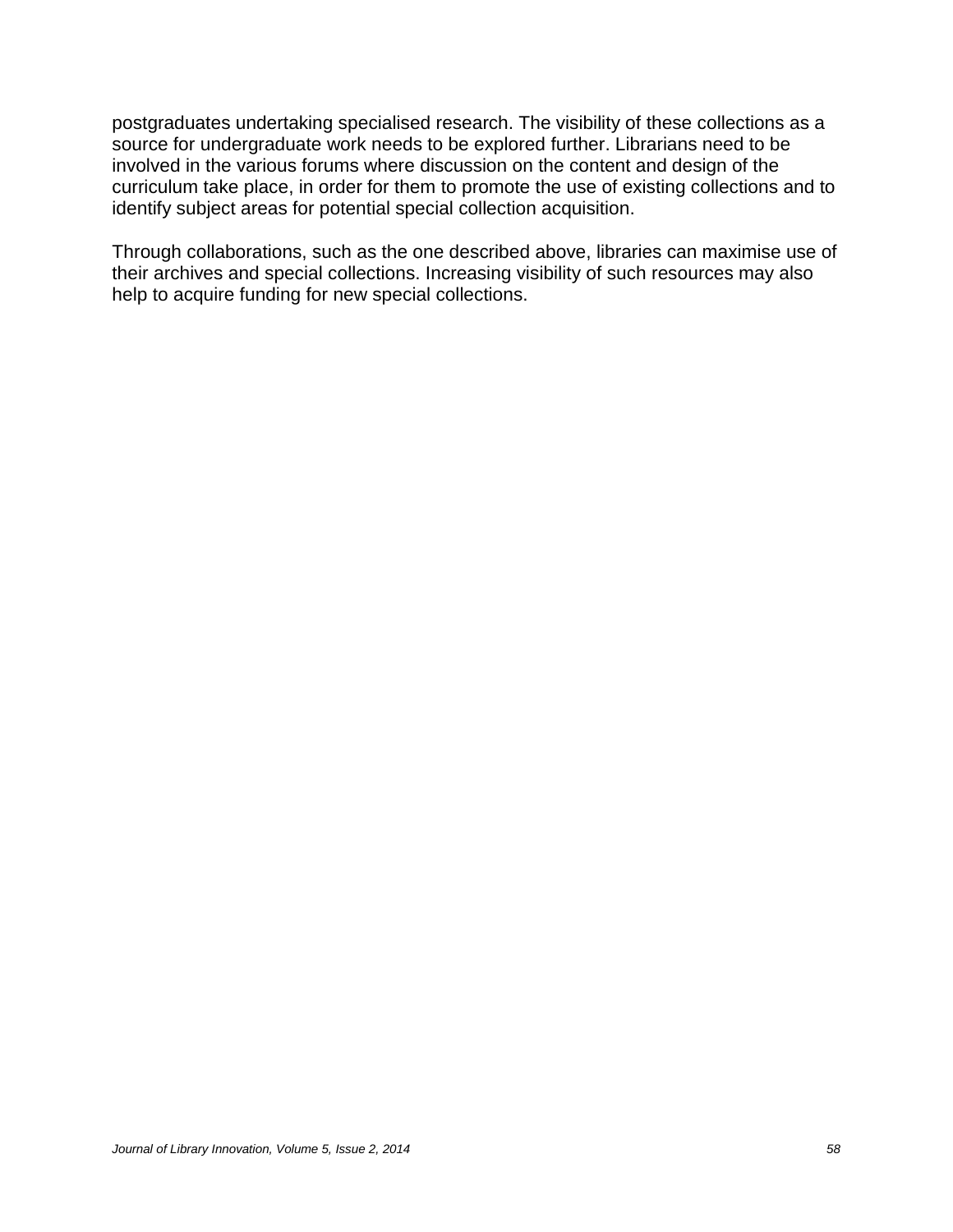postgraduates undertaking specialised research. The visibility of these collections as a source for undergraduate work needs to be explored further. Librarians need to be involved in the various forums where discussion on the content and design of the curriculum take place, in order for them to promote the use of existing collections and to identify subject areas for potential special collection acquisition.

Through collaborations, such as the one described above, libraries can maximise use of their archives and special collections. Increasing visibility of such resources may also help to acquire funding for new special collections.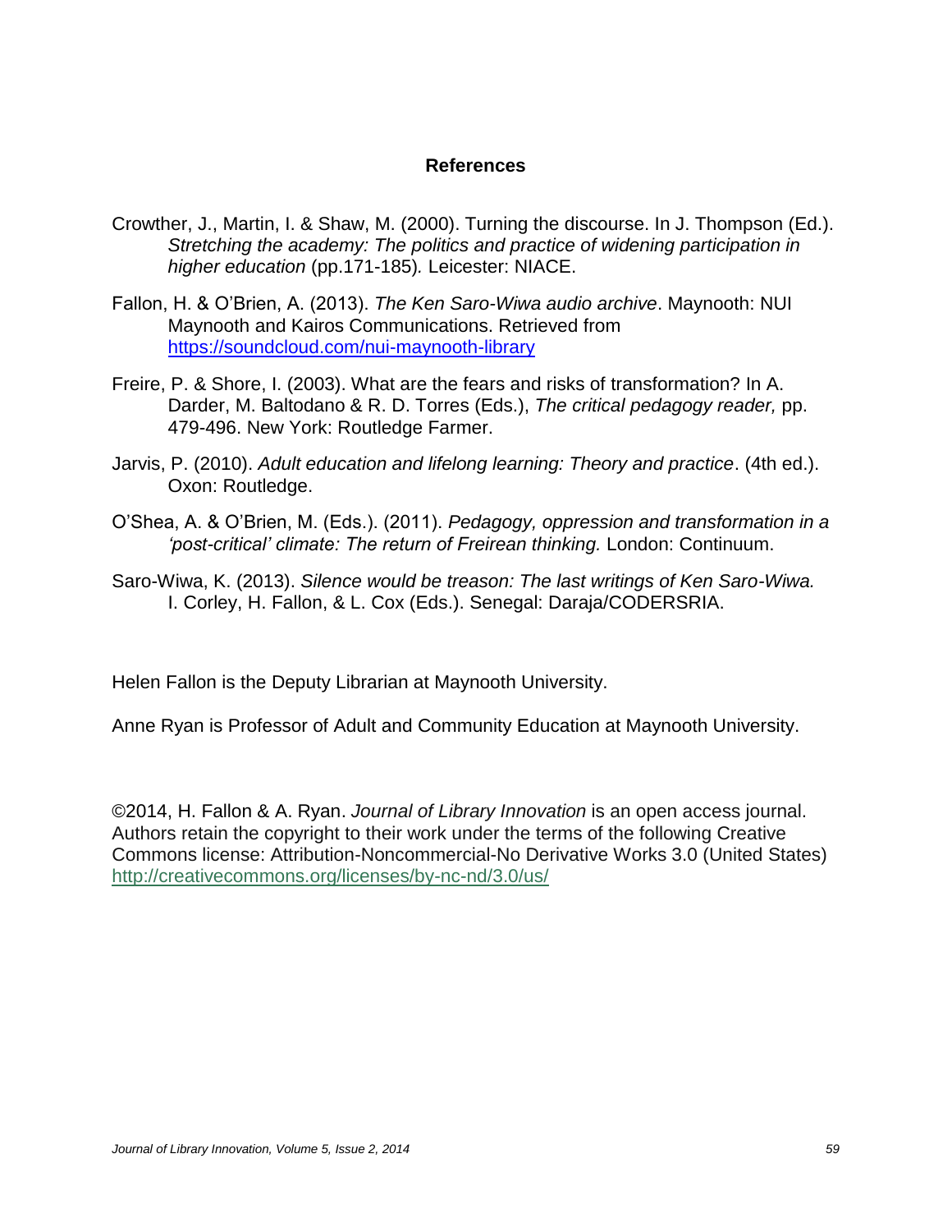## References

Crowther, J., Martin, I. & Shaw, M. (2000). Turning the discourse. In J. Thompson (Ed.). *Stretching the academy: The politics and practice of widening participation in higher education* (pp.171-185). Leicester: NIACE.

Fallon, H. & O'Brien, A. (2013). *The Ken Saro-Wiwa audio archive*. Maynooth: NUI Maynooth and Kairos Communications. Retrieved from https://soundcloud.com/nui-maynooth-library

Freire, P. & Shore, I. (2003). What are the fears and risks of transformation? In A. Darder, M. Baltodano & R. D. Torres (Eds.), *The critical pedagogy reader,* pp. 479-496. New York: Routledge Farmer.

Jarvis, P. (2010). *Adult education and lifelong learning: Theory and practice*. (4th ed.). Oxon: Routledge.

O'Shea, A. & O'Brien, M. (Eds.). (2011). *Pedagogy, oppression and transformation in a 'post-critical' climate: The return of Freirean thinking.* London: Continuum.

Saro-Wiwa, K. (2013). *Silence would be treason: The last writings of Ken Saro-Wiwa.* I. Corley, H. Fallon, & L. Cox (Eds.). Senegal: Daraja/CODERSRIA.

Helen Fallon is the Deputy Librarian at Maynooth University.

Anne Ryan is Professor of Adult and Community Education at Maynooth University.

©2014, H. Fallon & A. Ryan. *Journal of Library Innovation* is an open access journal. Authors retain the copyright to their work under the terms of the following Creative Commons license: Attribution-Noncommercial-No Derivative Works 3.0 (United States) http://creativecommons.org/licenses/by-nc-nd/3.0/us/